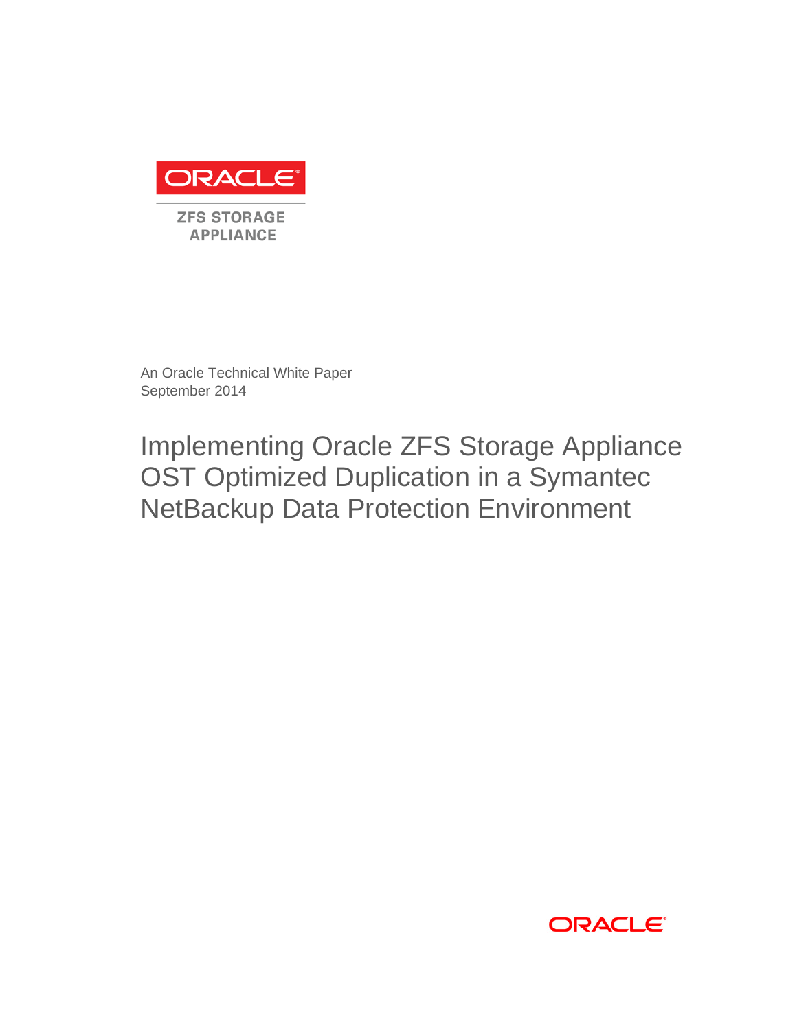ORACLE

ZFS STORAGE APPLIANCE

An Oracle Technical White Paper
September 2014

# Implementing Oracle ZFS Storage Appliance OST Optimized Duplication in a Symantec NetBackup Data Protection Environment

ORACLE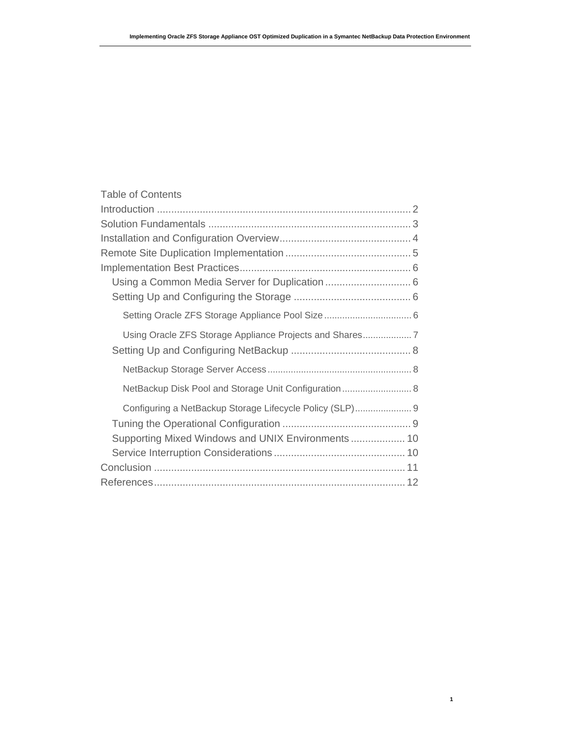Table of Contents

- Introduction ........................................................................................ 2
- Solution Fundamentals ....................................................................... 3
- Installation and Configuration Overview ............................................. 4
- Remote Site Duplication Implementation ............................................ 5
- Implementation Best Practices ............................................................ 6
  - Using a Common Media Server for Duplication .............................. 6
  - Setting Up and Configuring the Storage .......................................... 6
    - Setting Oracle ZFS Storage Appliance Pool Size .................................. 6
    - Using Oracle ZFS Storage Appliance Projects and Shares ................... 7
  - Setting Up and Configuring NetBackup ........................................... 8
    - NetBackup Storage Server Access ........................................................ 8
    - NetBackup Disk Pool and Storage Unit Configuration ........................... 8
    - Configuring a NetBackup Storage Lifecycle Policy (SLP) ...................... 9
  - Tuning the Operational Configuration ............................................. 9
  - Supporting Mixed Windows and UNIX Environments ................... 10
  - Service Interruption Considerations .............................................. 10
- Conclusion ........................................................................................ 11
- References ........................................................................................ 12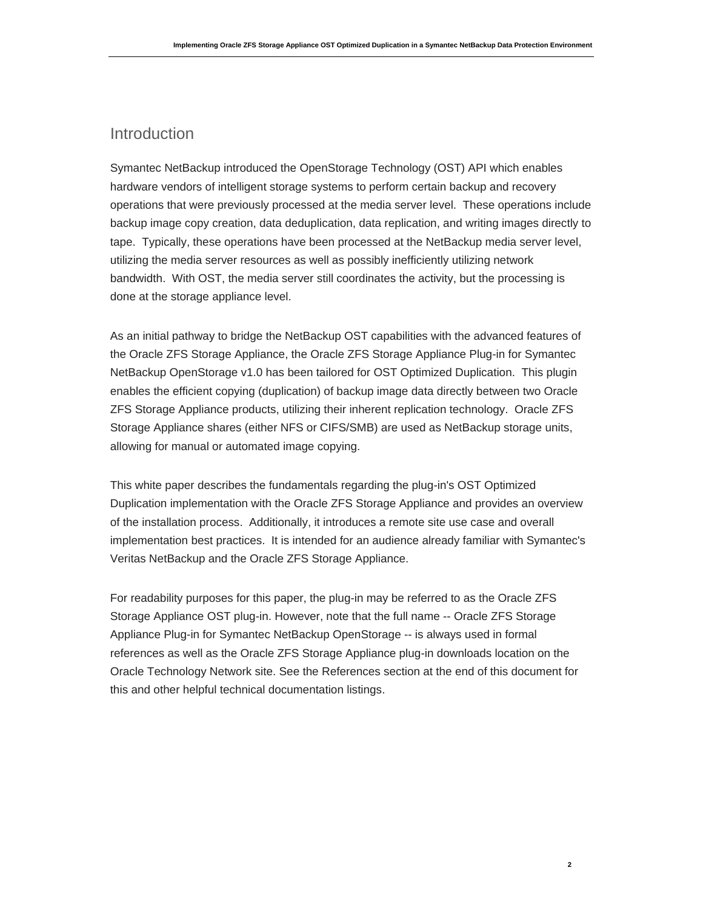## Introduction

Symantec NetBackup introduced the OpenStorage Technology (OST) API which enables hardware vendors of intelligent storage systems to perform certain backup and recovery operations that were previously processed at the media server level. These operations include backup image copy creation, data deduplication, data replication, and writing images directly to tape. Typically, these operations have been processed at the NetBackup media server level, utilizing the media server resources as well as possibly inefficiently utilizing network bandwidth. With OST, the media server still coordinates the activity, but the processing is done at the storage appliance level.

As an initial pathway to bridge the NetBackup OST capabilities with the advanced features of the Oracle ZFS Storage Appliance, the Oracle ZFS Storage Appliance Plug-in for Symantec NetBackup OpenStorage v1.0 has been tailored for OST Optimized Duplication. This plugin enables the efficient copying (duplication) of backup image data directly between two Oracle ZFS Storage Appliance products, utilizing their inherent replication technology. Oracle ZFS Storage Appliance shares (either NFS or CIFS/SMB) are used as NetBackup storage units, allowing for manual or automated image copying.

This white paper describes the fundamentals regarding the plug-in's OST Optimized Duplication implementation with the Oracle ZFS Storage Appliance and provides an overview of the installation process. Additionally, it introduces a remote site use case and overall implementation best practices. It is intended for an audience already familiar with Symantec's Veritas NetBackup and the Oracle ZFS Storage Appliance.

For readability purposes for this paper, the plug-in may be referred to as the Oracle ZFS Storage Appliance OST plug-in. However, note that the full name -- Oracle ZFS Storage Appliance Plug-in for Symantec NetBackup OpenStorage -- is always used in formal references as well as the Oracle ZFS Storage Appliance plug-in downloads location on the Oracle Technology Network site. See the References section at the end of this document for this and other helpful technical documentation listings.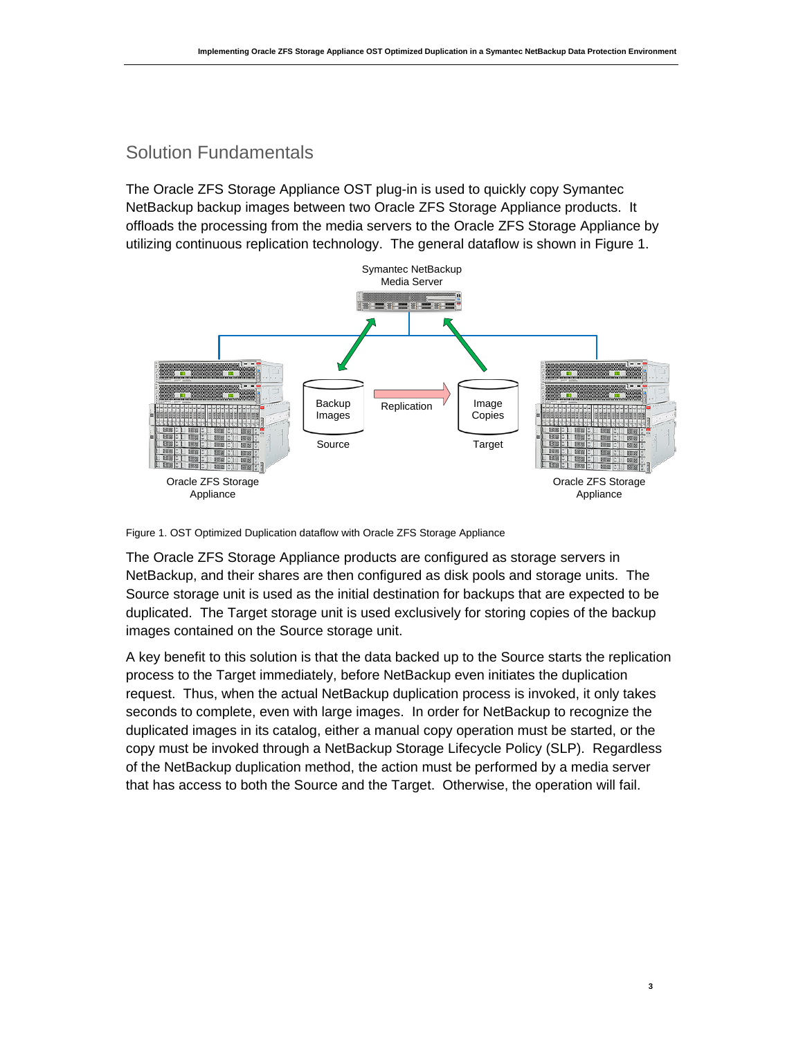## Solution Fundamentals

The Oracle ZFS Storage Appliance OST plug-in is used to quickly copy Symantec NetBackup backup images between two Oracle ZFS Storage Appliance products. It offloads the processing from the media servers to the Oracle ZFS Storage Appliance by utilizing continuous replication technology. The general dataflow is shown in Figure 1.

Figure 1. OST Optimized Duplication dataflow with Oracle ZFS Storage Appliance

The Oracle ZFS Storage Appliance products are configured as storage servers in NetBackup, and their shares are then configured as disk pools and storage units. The Source storage unit is used as the initial destination for backups that are expected to be duplicated. The Target storage unit is used exclusively for storing copies of the backup images contained on the Source storage unit.

A key benefit to this solution is that the data backed up to the Source starts the replication process to the Target immediately, before NetBackup even initiates the duplication request. Thus, when the actual NetBackup duplication process is invoked, it only takes seconds to complete, even with large images. In order for NetBackup to recognize the duplicated images in its catalog, either a manual copy operation must be started, or the copy must be invoked through a NetBackup Storage Lifecycle Policy (SLP). Regardless of the NetBackup duplication method, the action must be performed by a media server that has access to both the Source and the Target. Otherwise, the operation will fail.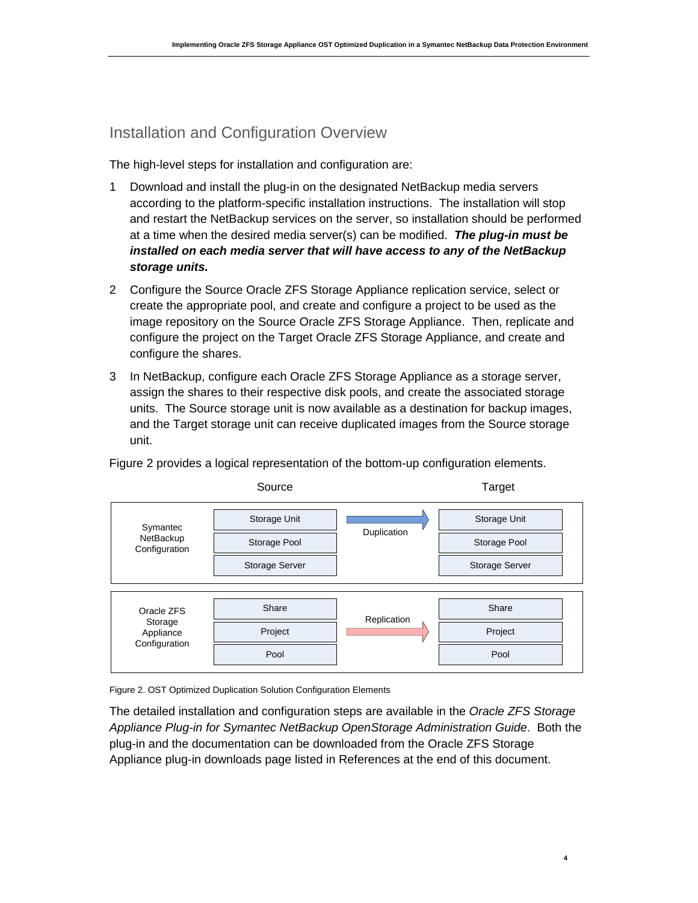## Installation and Configuration Overview

The high-level steps for installation and configuration are:

1. Download and install the plug-in on the designated NetBackup media servers according to the platform-specific installation instructions. The installation will stop and restart the NetBackup services on the server, so installation should be performed at a time when the desired media server(s) can be modified. ***The plug-in must be installed on each media server that will have access to any of the NetBackup storage units.***
2. Configure the Source Oracle ZFS Storage Appliance replication service, select or create the appropriate pool, and create and configure a project to be used as the image repository on the Source Oracle ZFS Storage Appliance. Then, replicate and configure the project on the Target Oracle ZFS Storage Appliance, and create and configure the shares.
3. In NetBackup, configure each Oracle ZFS Storage Appliance as a storage server, assign the shares to their respective disk pools, and create the associated storage units. The Source storage unit is now available as a destination for backup images, and the Target storage unit can receive duplicated images from the Source storage unit.

Figure 2 provides a logical representation of the bottom-up configuration elements.

| | Source | | Target |
|---|---|---|---|
| Symantec NetBackup Configuration | Storage Unit | Duplication → | Storage Unit |
| | Storage Pool | | Storage Pool |
| | Storage Server | | Storage Server |
| Oracle ZFS Storage Appliance Configuration | Share | | Share |
| | Project | Replication → | Project |
| | Pool | | Pool |

Figure 2. OST Optimized Duplication Solution Configuration Elements

The detailed installation and configuration steps are available in the *Oracle ZFS Storage Appliance Plug-in for Symantec NetBackup OpenStorage Administration Guide*. Both the plug-in and the documentation can be downloaded from the Oracle ZFS Storage Appliance plug-in downloads page listed in References at the end of this document.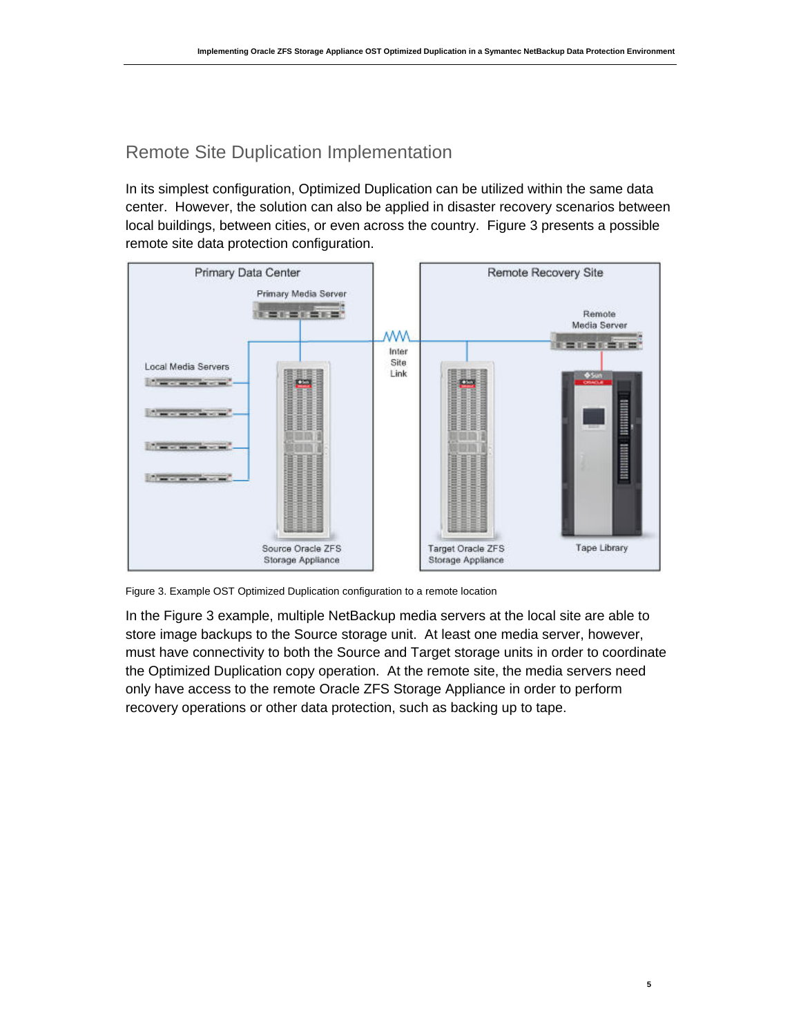## Remote Site Duplication Implementation

In its simplest configuration, Optimized Duplication can be utilized within the same data center. However, the solution can also be applied in disaster recovery scenarios between local buildings, between cities, or even across the country. Figure 3 presents a possible remote site data protection configuration.

Figure 3. Example OST Optimized Duplication configuration to a remote location

In the Figure 3 example, multiple NetBackup media servers at the local site are able to store image backups to the Source storage unit. At least one media server, however, must have connectivity to both the Source and Target storage units in order to coordinate the Optimized Duplication copy operation. At the remote site, the media servers need only have access to the remote Oracle ZFS Storage Appliance in order to perform recovery operations or other data protection, such as backing up to tape.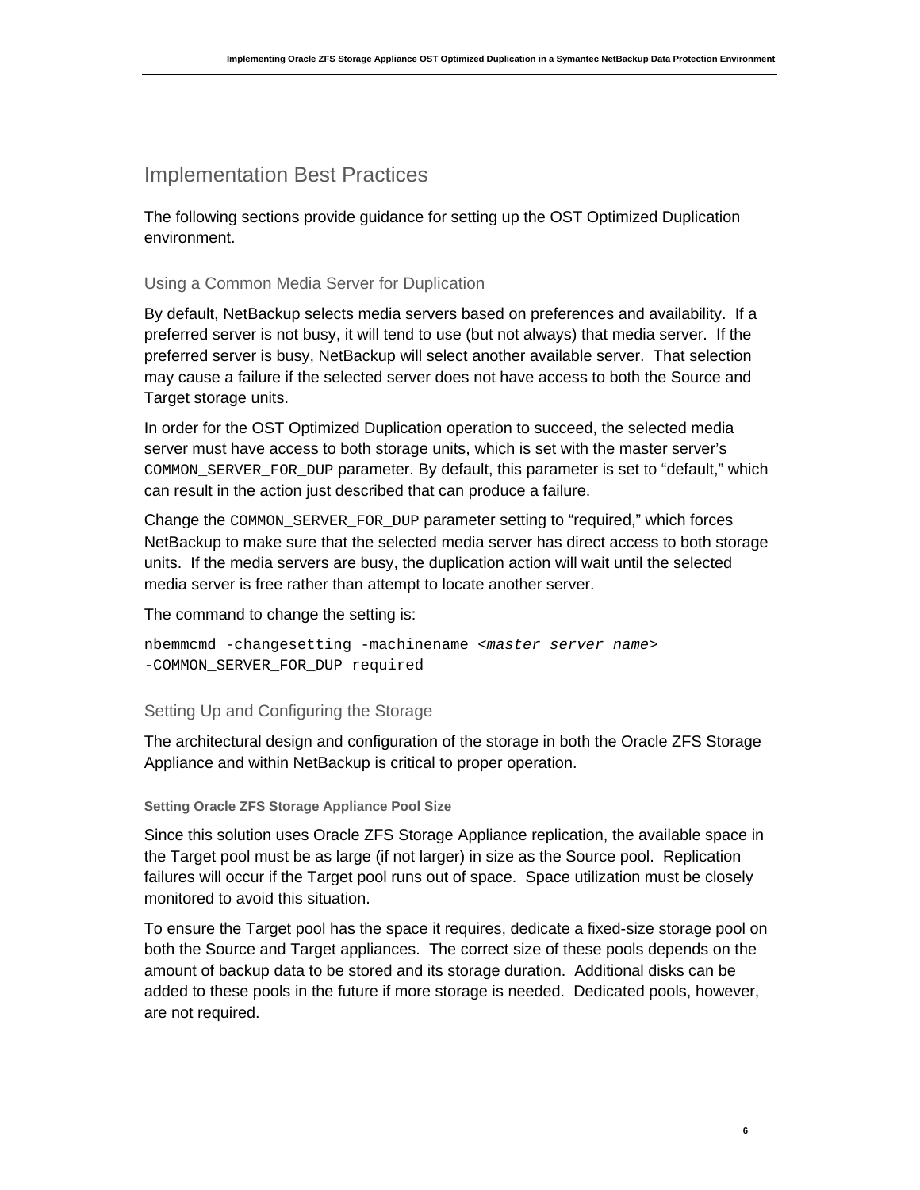# Implementation Best Practices

The following sections provide guidance for setting up the OST Optimized Duplication environment.

## Using a Common Media Server for Duplication

By default, NetBackup selects media servers based on preferences and availability. If a preferred server is not busy, it will tend to use (but not always) that media server. If the preferred server is busy, NetBackup will select another available server. That selection may cause a failure if the selected server does not have access to both the Source and Target storage units.

In order for the OST Optimized Duplication operation to succeed, the selected media server must have access to both storage units, which is set with the master server's `COMMON_SERVER_FOR_DUP` parameter. By default, this parameter is set to "default," which can result in the action just described that can produce a failure.

Change the `COMMON_SERVER_FOR_DUP` parameter setting to "required," which forces NetBackup to make sure that the selected media server has direct access to both storage units. If the media servers are busy, the duplication action will wait until the selected media server is free rather than attempt to locate another server.

The command to change the setting is:

```
nbemmcmd -changesetting -machinename <master server name>
-COMMON_SERVER_FOR_DUP required
```

## Setting Up and Configuring the Storage

The architectural design and configuration of the storage in both the Oracle ZFS Storage Appliance and within NetBackup is critical to proper operation.

### Setting Oracle ZFS Storage Appliance Pool Size

Since this solution uses Oracle ZFS Storage Appliance replication, the available space in the Target pool must be as large (if not larger) in size as the Source pool. Replication failures will occur if the Target pool runs out of space. Space utilization must be closely monitored to avoid this situation.

To ensure the Target pool has the space it requires, dedicate a fixed-size storage pool on both the Source and Target appliances. The correct size of these pools depends on the amount of backup data to be stored and its storage duration. Additional disks can be added to these pools in the future if more storage is needed. Dedicated pools, however, are not required.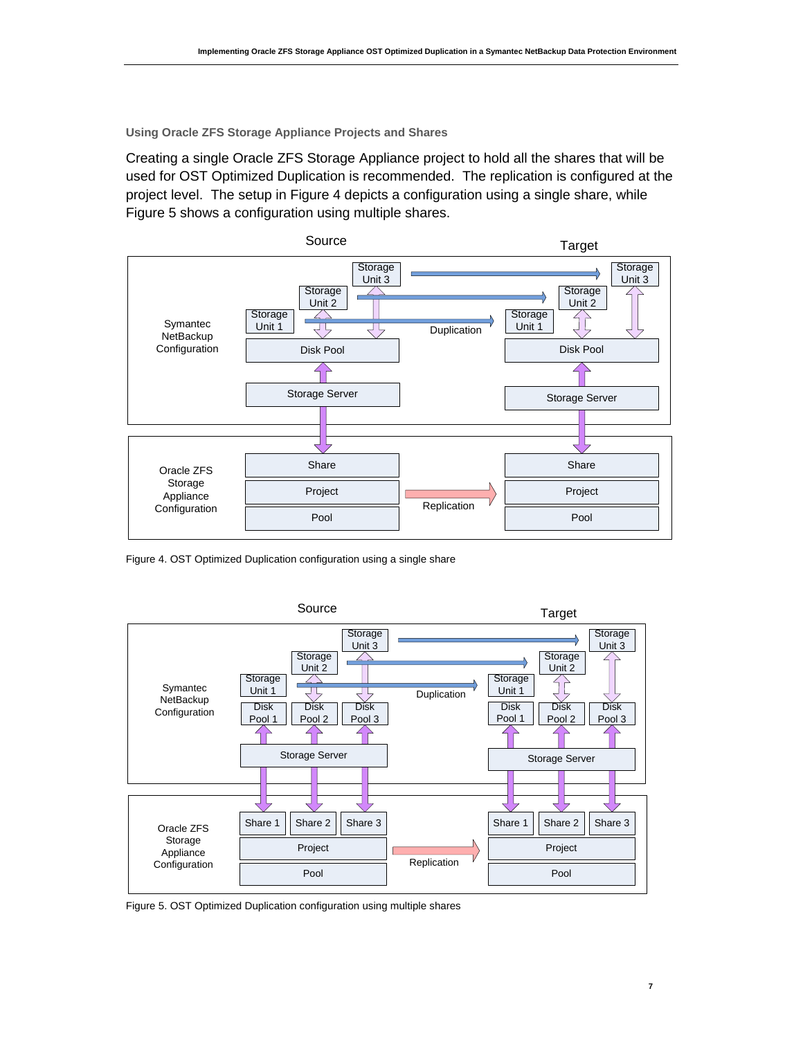### Using Oracle ZFS Storage Appliance Projects and Shares

Creating a single Oracle ZFS Storage Appliance project to hold all the shares that will be used for OST Optimized Duplication is recommended. The replication is configured at the project level. The setup in Figure 4 depicts a configuration using a single share, while Figure 5 shows a configuration using multiple shares.

Figure 4. OST Optimized Duplication configuration using a single share

Figure 5. OST Optimized Duplication configuration using multiple shares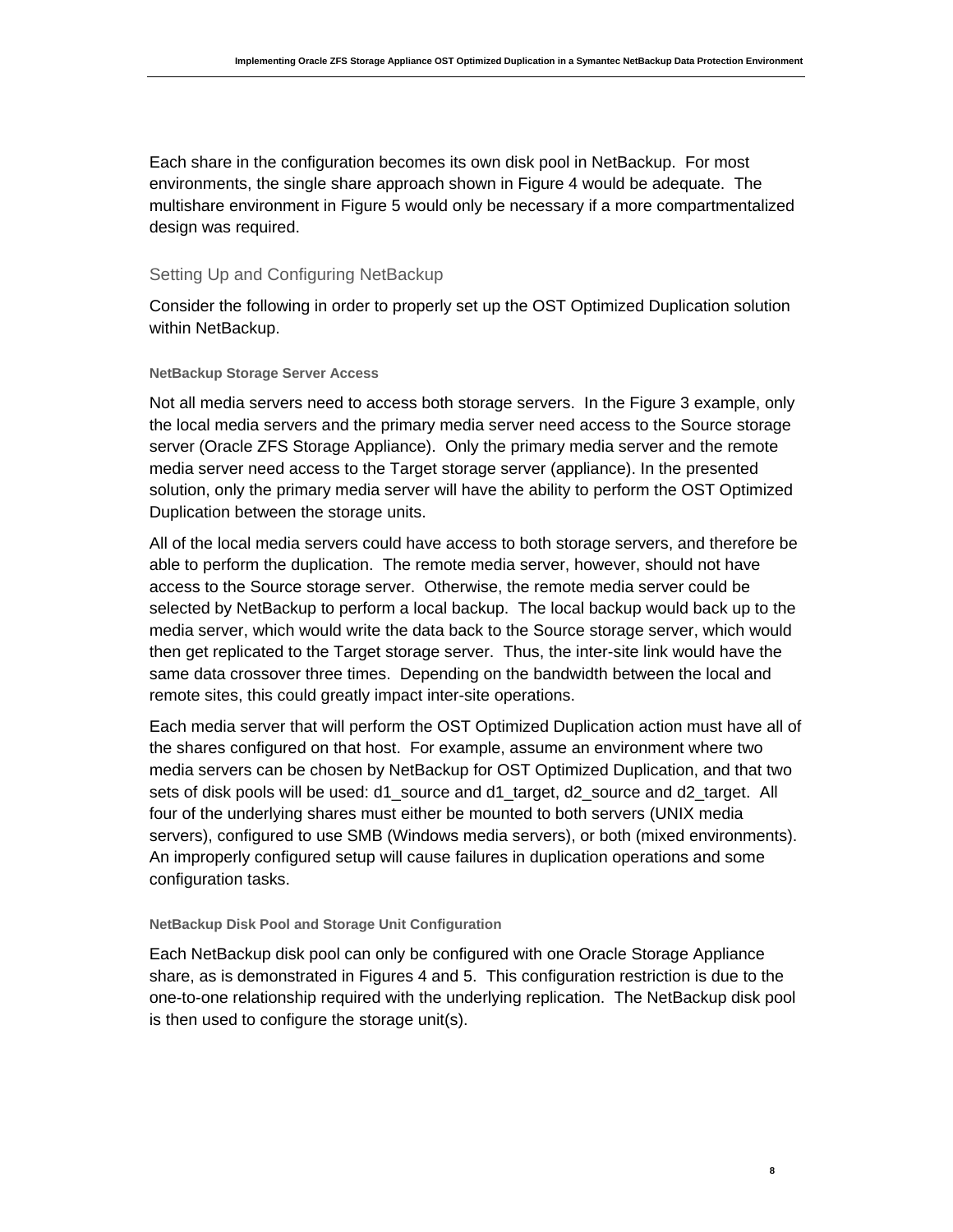Each share in the configuration becomes its own disk pool in NetBackup. For most environments, the single share approach shown in Figure 4 would be adequate. The multishare environment in Figure 5 would only be necessary if a more compartmentalized design was required.

## Setting Up and Configuring NetBackup

Consider the following in order to properly set up the OST Optimized Duplication solution within NetBackup.

### NetBackup Storage Server Access

Not all media servers need to access both storage servers. In the Figure 3 example, only the local media servers and the primary media server need access to the Source storage server (Oracle ZFS Storage Appliance). Only the primary media server and the remote media server need access to the Target storage server (appliance). In the presented solution, only the primary media server will have the ability to perform the OST Optimized Duplication between the storage units.

All of the local media servers could have access to both storage servers, and therefore be able to perform the duplication. The remote media server, however, should not have access to the Source storage server. Otherwise, the remote media server could be selected by NetBackup to perform a local backup. The local backup would back up to the media server, which would write the data back to the Source storage server, which would then get replicated to the Target storage server. Thus, the inter-site link would have the same data crossover three times. Depending on the bandwidth between the local and remote sites, this could greatly impact inter-site operations.

Each media server that will perform the OST Optimized Duplication action must have all of the shares configured on that host. For example, assume an environment where two media servers can be chosen by NetBackup for OST Optimized Duplication, and that two sets of disk pools will be used: d1_source and d1_target, d2_source and d2_target. All four of the underlying shares must either be mounted to both servers (UNIX media servers), configured to use SMB (Windows media servers), or both (mixed environments). An improperly configured setup will cause failures in duplication operations and some configuration tasks.

### NetBackup Disk Pool and Storage Unit Configuration

Each NetBackup disk pool can only be configured with one Oracle Storage Appliance share, as is demonstrated in Figures 4 and 5. This configuration restriction is due to the one-to-one relationship required with the underlying replication. The NetBackup disk pool is then used to configure the storage unit(s).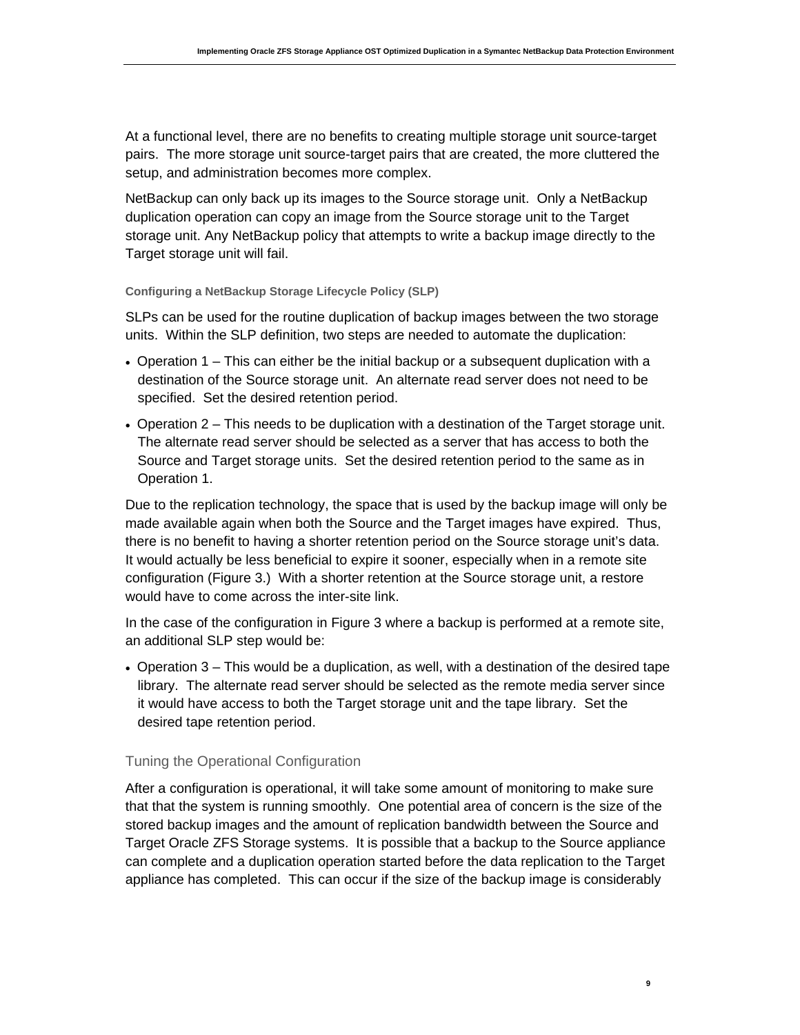At a functional level, there are no benefits to creating multiple storage unit source-target pairs. The more storage unit source-target pairs that are created, the more cluttered the setup, and administration becomes more complex.

NetBackup can only back up its images to the Source storage unit. Only a NetBackup duplication operation can copy an image from the Source storage unit to the Target storage unit. Any NetBackup policy that attempts to write a backup image directly to the Target storage unit will fail.

#### Configuring a NetBackup Storage Lifecycle Policy (SLP)

SLPs can be used for the routine duplication of backup images between the two storage units. Within the SLP definition, two steps are needed to automate the duplication:

- Operation 1 – This can either be the initial backup or a subsequent duplication with a destination of the Source storage unit. An alternate read server does not need to be specified. Set the desired retention period.
- Operation 2 – This needs to be duplication with a destination of the Target storage unit. The alternate read server should be selected as a server that has access to both the Source and Target storage units. Set the desired retention period to the same as in Operation 1.

Due to the replication technology, the space that is used by the backup image will only be made available again when both the Source and the Target images have expired. Thus, there is no benefit to having a shorter retention period on the Source storage unit's data. It would actually be less beneficial to expire it sooner, especially when in a remote site configuration (Figure 3.) With a shorter retention at the Source storage unit, a restore would have to come across the inter-site link.

In the case of the configuration in Figure 3 where a backup is performed at a remote site, an additional SLP step would be:

- Operation 3 – This would be a duplication, as well, with a destination of the desired tape library. The alternate read server should be selected as the remote media server since it would have access to both the Target storage unit and the tape library. Set the desired tape retention period.

### Tuning the Operational Configuration

After a configuration is operational, it will take some amount of monitoring to make sure that that the system is running smoothly. One potential area of concern is the size of the stored backup images and the amount of replication bandwidth between the Source and Target Oracle ZFS Storage systems. It is possible that a backup to the Source appliance can complete and a duplication operation started before the data replication to the Target appliance has completed. This can occur if the size of the backup image is considerably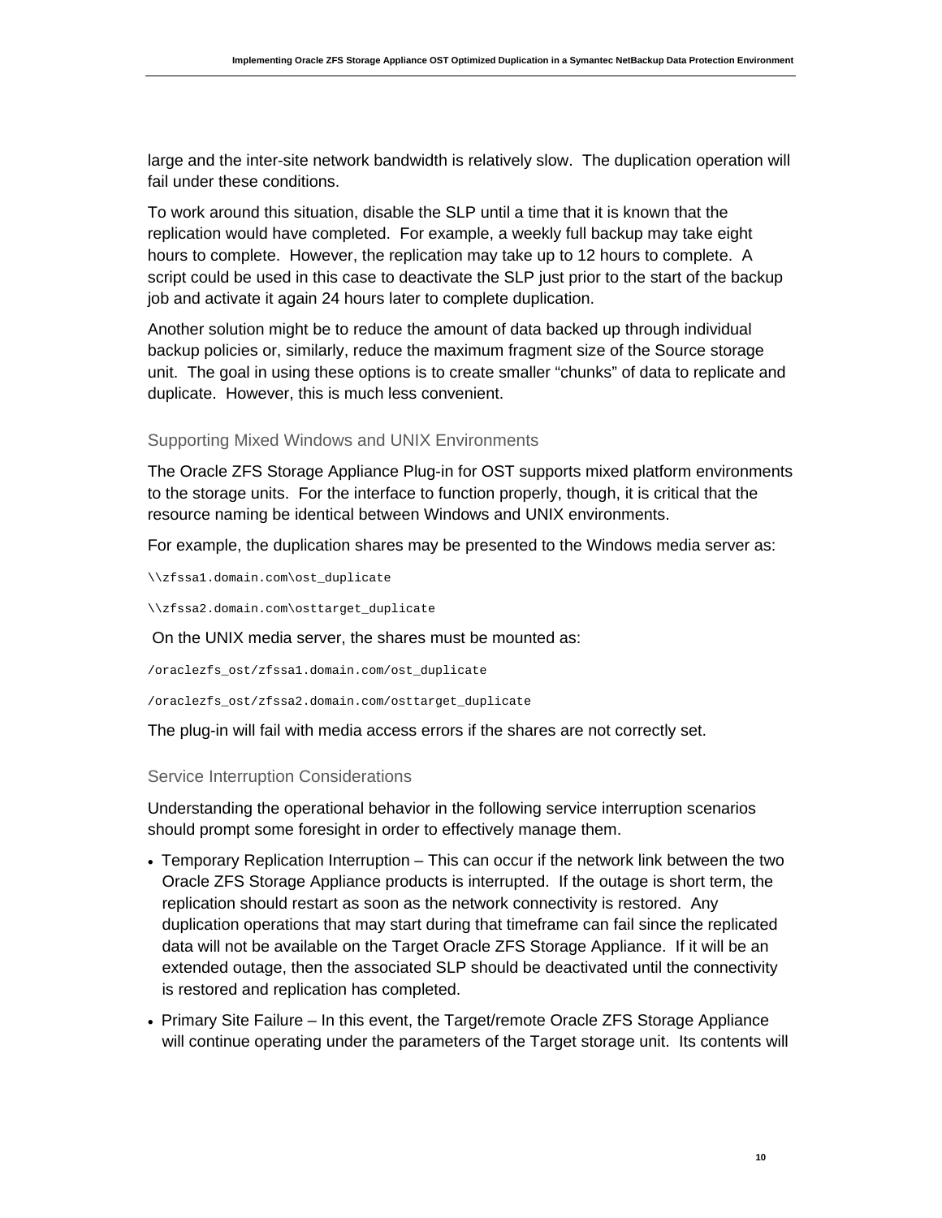large and the inter-site network bandwidth is relatively slow. The duplication operation will fail under these conditions.

To work around this situation, disable the SLP until a time that it is known that the replication would have completed. For example, a weekly full backup may take eight hours to complete. However, the replication may take up to 12 hours to complete. A script could be used in this case to deactivate the SLP just prior to the start of the backup job and activate it again 24 hours later to complete duplication.

Another solution might be to reduce the amount of data backed up through individual backup policies or, similarly, reduce the maximum fragment size of the Source storage unit. The goal in using these options is to create smaller “chunks” of data to replicate and duplicate. However, this is much less convenient.

### Supporting Mixed Windows and UNIX Environments

The Oracle ZFS Storage Appliance Plug-in for OST supports mixed platform environments to the storage units. For the interface to function properly, though, it is critical that the resource naming be identical between Windows and UNIX environments.

For example, the duplication shares may be presented to the Windows media server as:

```
\\zfssa1.domain.com\ost_duplicate
```

```
\\zfssa2.domain.com\osttarget_duplicate
```

On the UNIX media server, the shares must be mounted as:

```
/oraclezfs_ost/zfssa1.domain.com/ost_duplicate
```

```
/oraclezfs_ost/zfssa2.domain.com/osttarget_duplicate
```

The plug-in will fail with media access errors if the shares are not correctly set.

### Service Interruption Considerations

Understanding the operational behavior in the following service interruption scenarios should prompt some foresight in order to effectively manage them.

- Temporary Replication Interruption – This can occur if the network link between the two Oracle ZFS Storage Appliance products is interrupted. If the outage is short term, the replication should restart as soon as the network connectivity is restored. Any duplication operations that may start during that timeframe can fail since the replicated data will not be available on the Target Oracle ZFS Storage Appliance. If it will be an extended outage, then the associated SLP should be deactivated until the connectivity is restored and replication has completed.
- Primary Site Failure – In this event, the Target/remote Oracle ZFS Storage Appliance will continue operating under the parameters of the Target storage unit. Its contents will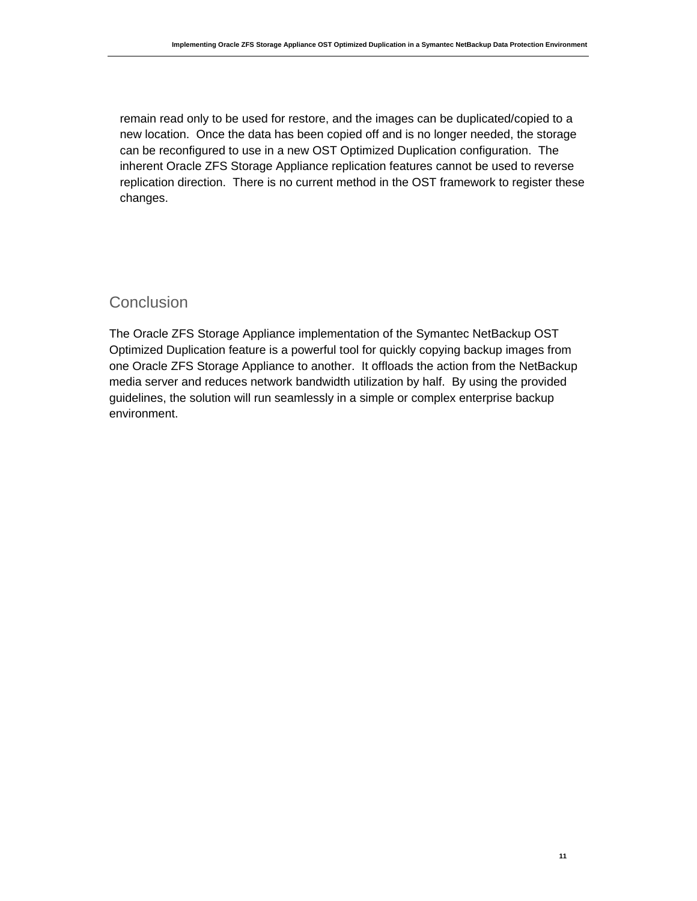remain read only to be used for restore, and the images can be duplicated/copied to a new location. Once the data has been copied off and is no longer needed, the storage can be reconfigured to use in a new OST Optimized Duplication configuration. The inherent Oracle ZFS Storage Appliance replication features cannot be used to reverse replication direction. There is no current method in the OST framework to register these changes.

## Conclusion

The Oracle ZFS Storage Appliance implementation of the Symantec NetBackup OST Optimized Duplication feature is a powerful tool for quickly copying backup images from one Oracle ZFS Storage Appliance to another. It offloads the action from the NetBackup media server and reduces network bandwidth utilization by half. By using the provided guidelines, the solution will run seamlessly in a simple or complex enterprise backup environment.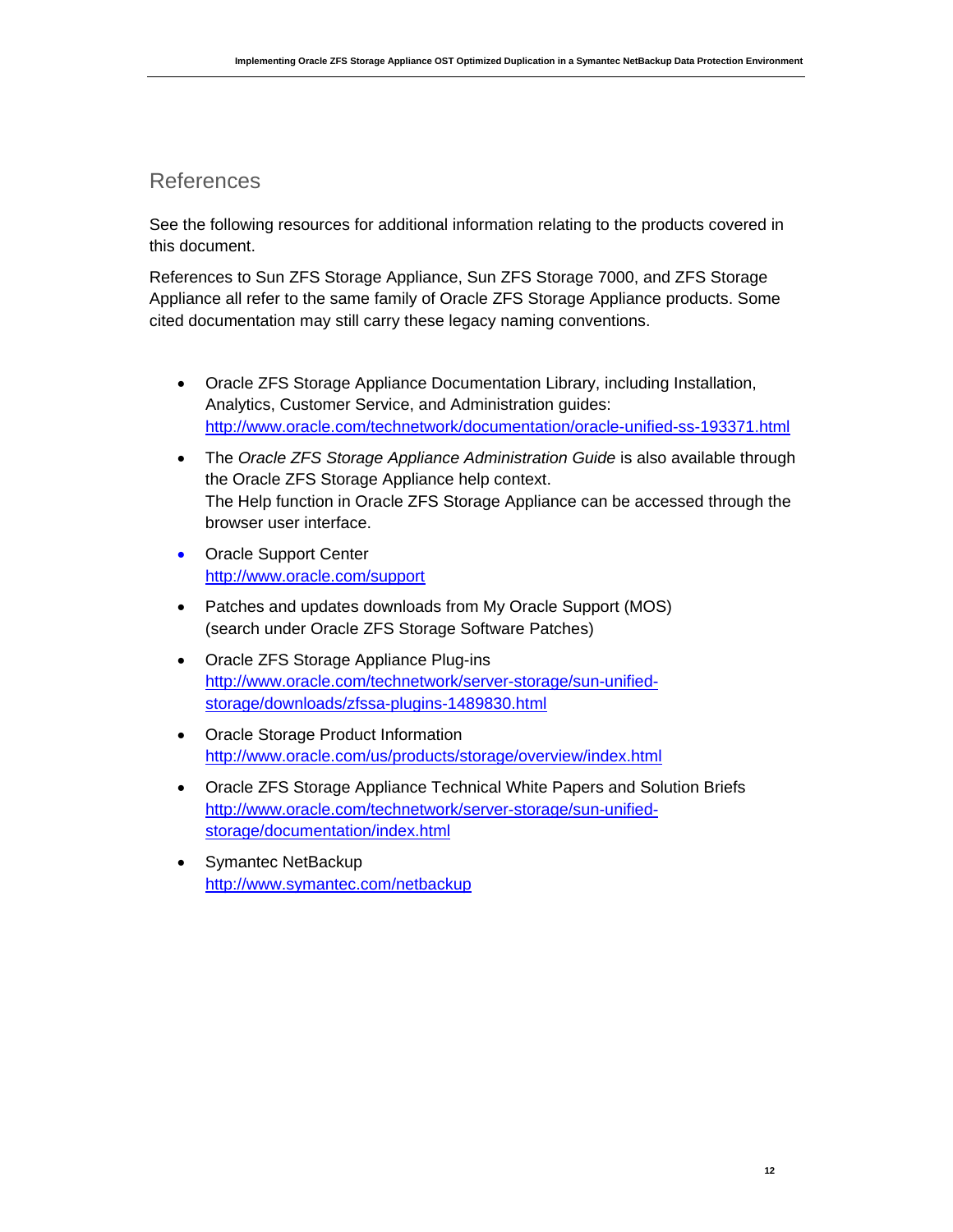## References

See the following resources for additional information relating to the products covered in this document.

References to Sun ZFS Storage Appliance, Sun ZFS Storage 7000, and ZFS Storage Appliance all refer to the same family of Oracle ZFS Storage Appliance products. Some cited documentation may still carry these legacy naming conventions.

- Oracle ZFS Storage Appliance Documentation Library, including Installation, Analytics, Customer Service, and Administration guides:
  http://www.oracle.com/technetwork/documentation/oracle-unified-ss-193371.html
- The *Oracle ZFS Storage Appliance Administration Guide* is also available through the Oracle ZFS Storage Appliance help context.
  The Help function in Oracle ZFS Storage Appliance can be accessed through the browser user interface.
- Oracle Support Center
  http://www.oracle.com/support
- Patches and updates downloads from My Oracle Support (MOS)
  (search under Oracle ZFS Storage Software Patches)
- Oracle ZFS Storage Appliance Plug-ins
  http://www.oracle.com/technetwork/server-storage/sun-unified-storage/downloads/zfssa-plugins-1489830.html
- Oracle Storage Product Information
  http://www.oracle.com/us/products/storage/overview/index.html
- Oracle ZFS Storage Appliance Technical White Papers and Solution Briefs
  http://www.oracle.com/technetwork/server-storage/sun-unified-storage/documentation/index.html
- Symantec NetBackup
  http://www.symantec.com/netbackup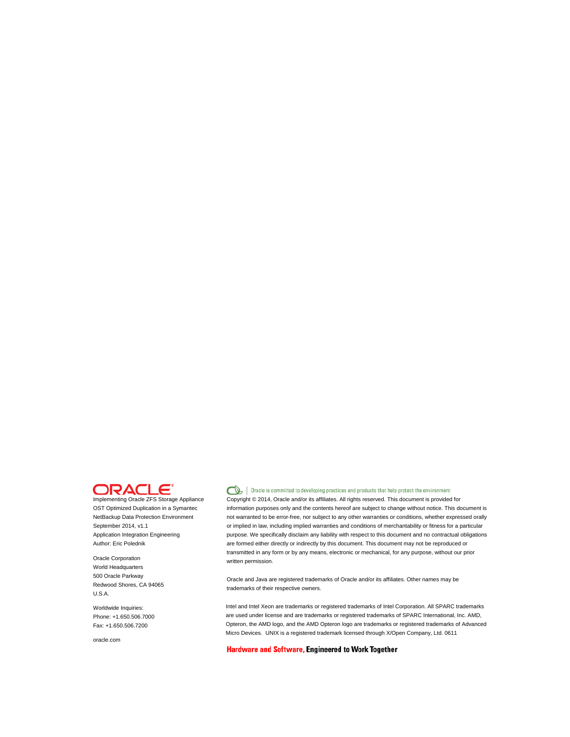ORACLE

Implementing Oracle ZFS Storage Appliance OST Optimized Duplication in a Symantec NetBackup Data Protection Environment
September 2014, v1.1
Application Integration Engineering
Author: Eric Polednik

Oracle Corporation
World Headquarters
500 Oracle Parkway
Redwood Shores, CA 94065
U.S.A.

Worldwide Inquiries:
Phone: +1.650.506.7000
Fax: +1.650.506.7200

oracle.com

Oracle is committed to developing practices and products that help protect the environment

Copyright © 2014, Oracle and/or its affiliates. All rights reserved. This document is provided for information purposes only and the contents hereof are subject to change without notice. This document is not warranted to be error-free, nor subject to any other warranties or conditions, whether expressed orally or implied in law, including implied warranties and conditions of merchantability or fitness for a particular purpose. We specifically disclaim any liability with respect to this document and no contractual obligations are formed either directly or indirectly by this document. This document may not be reproduced or transmitted in any form or by any means, electronic or mechanical, for any purpose, without our prior written permission.

Oracle and Java are registered trademarks of Oracle and/or its affiliates. Other names may be trademarks of their respective owners.

Intel and Intel Xeon are trademarks or registered trademarks of Intel Corporation. All SPARC trademarks are used under license and are trademarks or registered trademarks of SPARC International, Inc. AMD, Opteron, the AMD logo, and the AMD Opteron logo are trademarks or registered trademarks of Advanced Micro Devices. UNIX is a registered trademark licensed through X/Open Company, Ltd. 0611

**Hardware and Software, Engineered to Work Together**